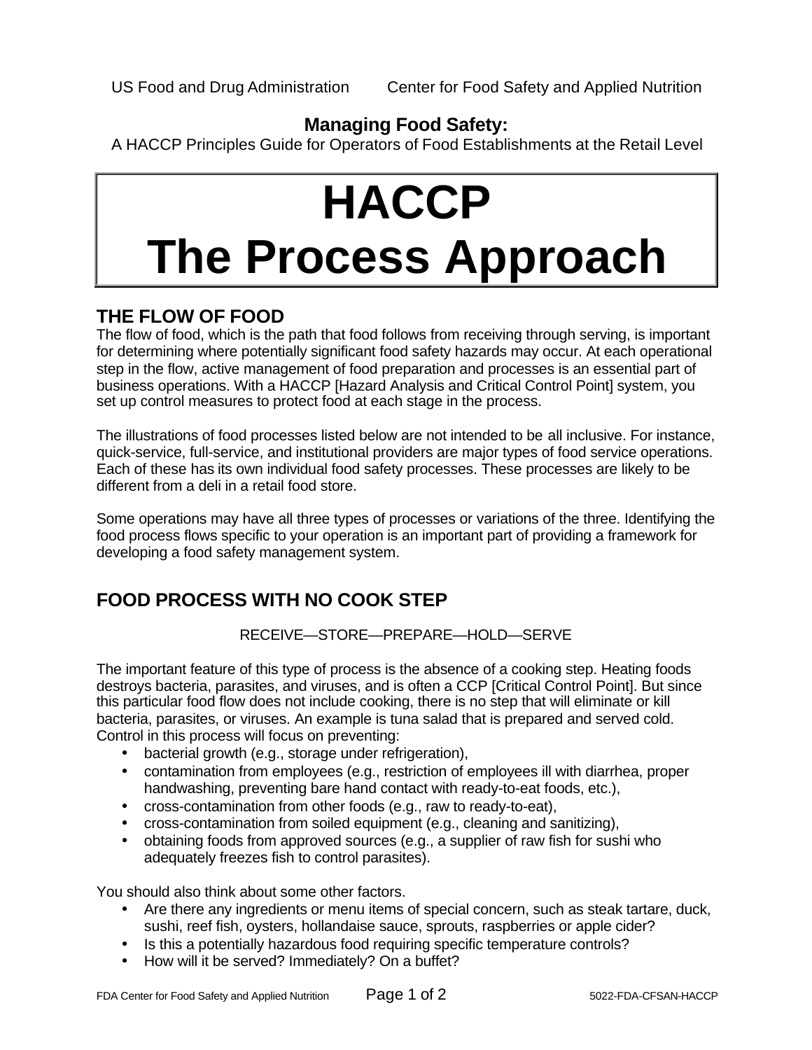US Food and Drug Administration        Center for Food Safety and Applied Nutrition

**Managing Food Safety:**
A HACCP Principles Guide for Operators of Food Establishments at the Retail Level

# HACCP The Process Approach

## THE FLOW OF FOOD

The flow of food, which is the path that food follows from receiving through serving, is important for determining where potentially significant food safety hazards may occur. At each operational step in the flow, active management of food preparation and processes is an essential part of business operations. With a HACCP [Hazard Analysis and Critical Control Point] system, you set up control measures to protect food at each stage in the process.

The illustrations of food processes listed below are not intended to be all inclusive. For instance, quick-service, full-service, and institutional providers are major types of food service operations. Each of these has its own individual food safety processes. These processes are likely to be different from a deli in a retail food store.

Some operations may have all three types of processes or variations of the three. Identifying the food process flows specific to your operation is an important part of providing a framework for developing a food safety management system.

## FOOD PROCESS WITH NO COOK STEP

RECEIVE—STORE—PREPARE—HOLD—SERVE

The important feature of this type of process is the absence of a cooking step. Heating foods destroys bacteria, parasites, and viruses, and is often a CCP [Critical Control Point]. But since this particular food flow does not include cooking, there is no step that will eliminate or kill bacteria, parasites, or viruses. An example is tuna salad that is prepared and served cold. Control in this process will focus on preventing:

- bacterial growth (e.g., storage under refrigeration),
- contamination from employees (e.g., restriction of employees ill with diarrhea, proper handwashing, preventing bare hand contact with ready-to-eat foods, etc.),
- cross-contamination from other foods (e.g., raw to ready-to-eat),
- cross-contamination from soiled equipment (e.g., cleaning and sanitizing),
- obtaining foods from approved sources (e.g., a supplier of raw fish for sushi who adequately freezes fish to control parasites).

You should also think about some other factors.

- Are there any ingredients or menu items of special concern, such as steak tartare, duck, sushi, reef fish, oysters, hollandaise sauce, sprouts, raspberries or apple cider?
- Is this a potentially hazardous food requiring specific temperature controls?
- How will it be served? Immediately? On a buffet?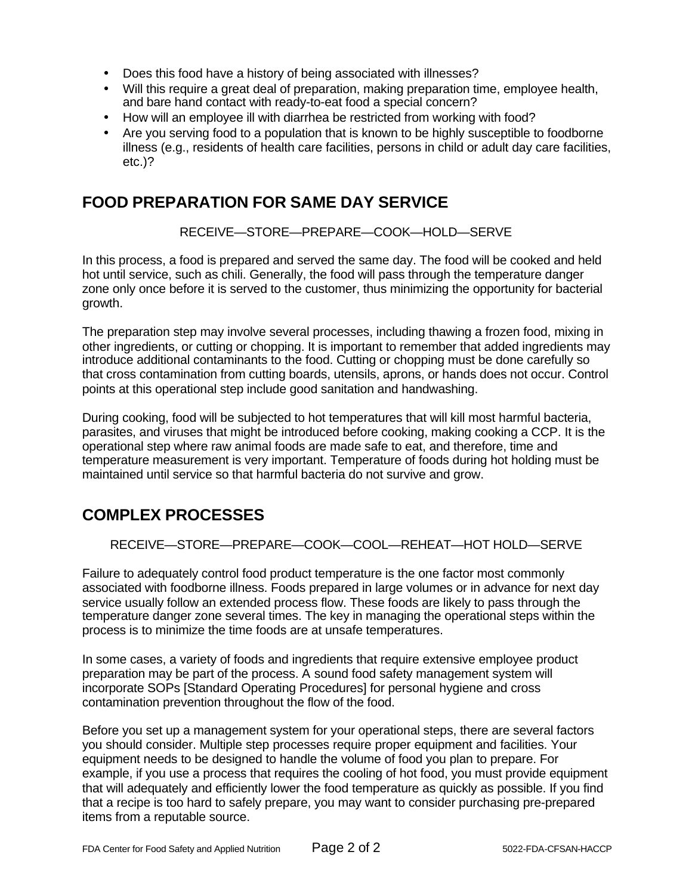- Does this food have a history of being associated with illnesses?
- Will this require a great deal of preparation, making preparation time, employee health, and bare hand contact with ready-to-eat food a special concern?
- How will an employee ill with diarrhea be restricted from working with food?
- Are you serving food to a population that is known to be highly susceptible to foodborne illness (e.g., residents of health care facilities, persons in child or adult day care facilities, etc.)?

## FOOD PREPARATION FOR SAME DAY SERVICE

RECEIVE—STORE—PREPARE—COOK—HOLD—SERVE

In this process, a food is prepared and served the same day. The food will be cooked and held hot until service, such as chili. Generally, the food will pass through the temperature danger zone only once before it is served to the customer, thus minimizing the opportunity for bacterial growth.

The preparation step may involve several processes, including thawing a frozen food, mixing in other ingredients, or cutting or chopping. It is important to remember that added ingredients may introduce additional contaminants to the food. Cutting or chopping must be done carefully so that cross contamination from cutting boards, utensils, aprons, or hands does not occur. Control points at this operational step include good sanitation and handwashing.

During cooking, food will be subjected to hot temperatures that will kill most harmful bacteria, parasites, and viruses that might be introduced before cooking, making cooking a CCP. It is the operational step where raw animal foods are made safe to eat, and therefore, time and temperature measurement is very important. Temperature of foods during hot holding must be maintained until service so that harmful bacteria do not survive and grow.

## COMPLEX PROCESSES

RECEIVE—STORE—PREPARE—COOK—COOL—REHEAT—HOT HOLD—SERVE

Failure to adequately control food product temperature is the one factor most commonly associated with foodborne illness. Foods prepared in large volumes or in advance for next day service usually follow an extended process flow. These foods are likely to pass through the temperature danger zone several times. The key in managing the operational steps within the process is to minimize the time foods are at unsafe temperatures.

In some cases, a variety of foods and ingredients that require extensive employee product preparation may be part of the process. A sound food safety management system will incorporate SOPs [Standard Operating Procedures] for personal hygiene and cross contamination prevention throughout the flow of the food.

Before you set up a management system for your operational steps, there are several factors you should consider. Multiple step processes require proper equipment and facilities. Your equipment needs to be designed to handle the volume of food you plan to prepare. For example, if you use a process that requires the cooling of hot food, you must provide equipment that will adequately and efficiently lower the food temperature as quickly as possible. If you find that a recipe is too hard to safely prepare, you may want to consider purchasing pre-prepared items from a reputable source.